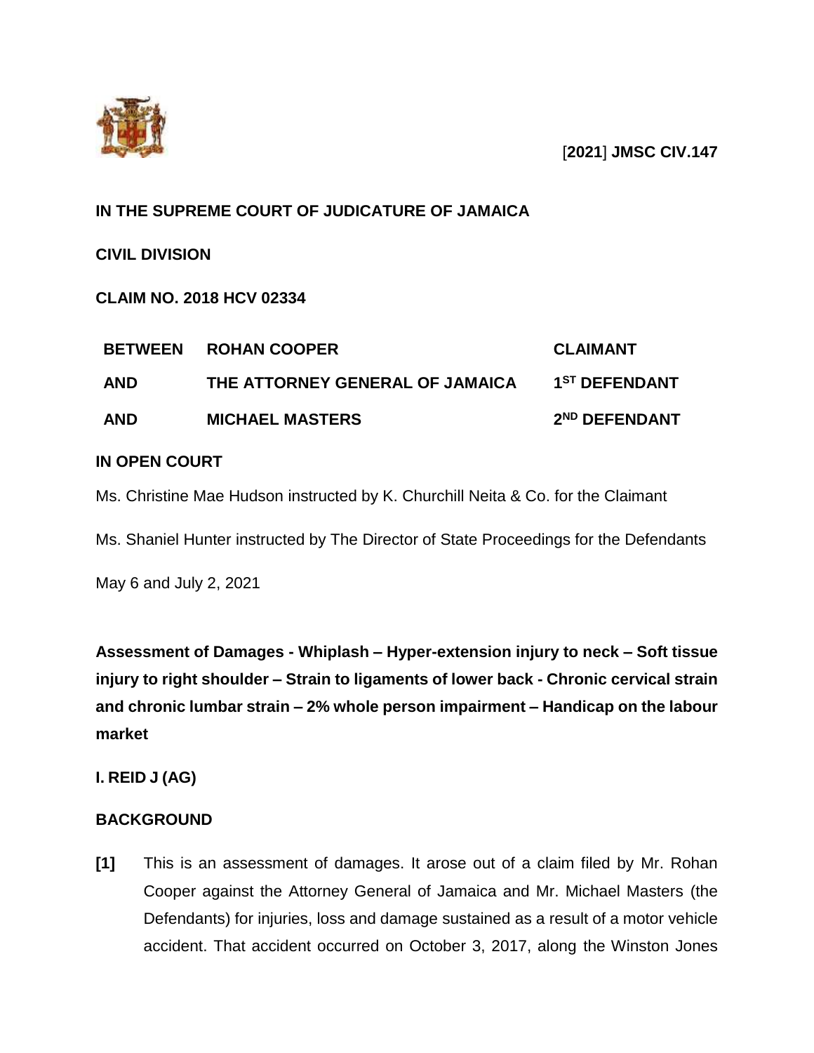[**2021**] **JMSC CIV.147**

**IN THE SUPREME COURT OF JUDICATURE OF JAMAICA**

**CIVIL DIVISION**

**CLAIM NO. 2018 HCV 02334**

| | | |
|---|---|---|
| **BETWEEN** | **ROHAN COOPER** | **CLAIMANT** |
| **AND** | **THE ATTORNEY GENERAL OF JAMAICA** | **1ST DEFENDANT** |
| **AND** | **MICHAEL MASTERS** | **2ND DEFENDANT** |

**IN OPEN COURT**

Ms. Christine Mae Hudson instructed by K. Churchill Neita & Co. for the Claimant

Ms. Shaniel Hunter instructed by The Director of State Proceedings for the Defendants

May 6 and July 2, 2021

**Assessment of Damages - Whiplash – Hyper-extension injury to neck – Soft tissue injury to right shoulder – Strain to ligaments of lower back - Chronic cervical strain and chronic lumbar strain – 2% whole person impairment – Handicap on the labour market**

**I. REID J (AG)**

**BACKGROUND**

**[1]** This is an assessment of damages. It arose out of a claim filed by Mr. Rohan Cooper against the Attorney General of Jamaica and Mr. Michael Masters (the Defendants) for injuries, loss and damage sustained as a result of a motor vehicle accident. That accident occurred on October 3, 2017, along the Winston Jones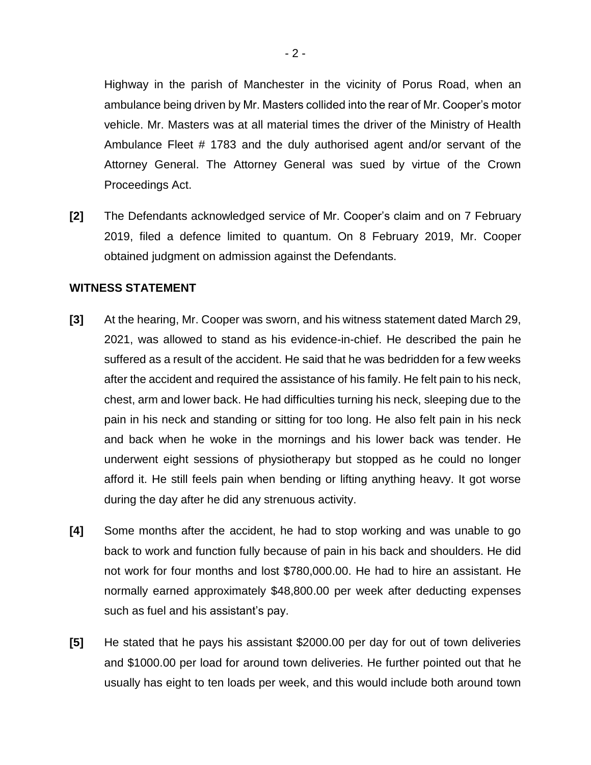Highway in the parish of Manchester in the vicinity of Porus Road, when an ambulance being driven by Mr. Masters collided into the rear of Mr. Cooper's motor vehicle. Mr. Masters was at all material times the driver of the Ministry of Health Ambulance Fleet # 1783 and the duly authorised agent and/or servant of the Attorney General. The Attorney General was sued by virtue of the Crown Proceedings Act.

**[2]** The Defendants acknowledged service of Mr. Cooper's claim and on 7 February 2019, filed a defence limited to quantum. On 8 February 2019, Mr. Cooper obtained judgment on admission against the Defendants.

**WITNESS STATEMENT**

**[3]** At the hearing, Mr. Cooper was sworn, and his witness statement dated March 29, 2021, was allowed to stand as his evidence-in-chief. He described the pain he suffered as a result of the accident. He said that he was bedridden for a few weeks after the accident and required the assistance of his family. He felt pain to his neck, chest, arm and lower back. He had difficulties turning his neck, sleeping due to the pain in his neck and standing or sitting for too long. He also felt pain in his neck and back when he woke in the mornings and his lower back was tender. He underwent eight sessions of physiotherapy but stopped as he could no longer afford it. He still feels pain when bending or lifting anything heavy. It got worse during the day after he did any strenuous activity.

**[4]** Some months after the accident, he had to stop working and was unable to go back to work and function fully because of pain in his back and shoulders. He did not work for four months and lost $780,000.00. He had to hire an assistant. He normally earned approximately $48,800.00 per week after deducting expenses such as fuel and his assistant's pay.

**[5]** He stated that he pays his assistant $2000.00 per day for out of town deliveries and $1000.00 per load for around town deliveries. He further pointed out that he usually has eight to ten loads per week, and this would include both around town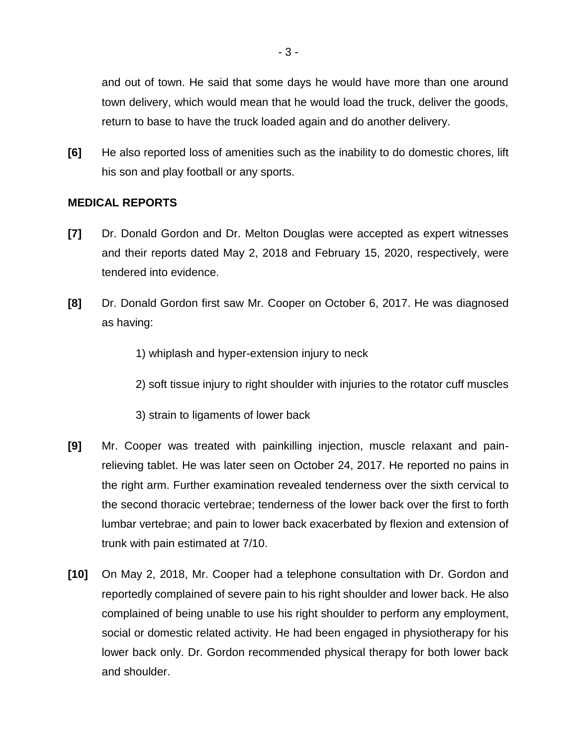and out of town. He said that some days he would have more than one around town delivery, which would mean that he would load the truck, deliver the goods, return to base to have the truck loaded again and do another delivery.

**[6]** He also reported loss of amenities such as the inability to do domestic chores, lift his son and play football or any sports.

## MEDICAL REPORTS

**[7]** Dr. Donald Gordon and Dr. Melton Douglas were accepted as expert witnesses and their reports dated May 2, 2018 and February 15, 2020, respectively, were tendered into evidence.

**[8]** Dr. Donald Gordon first saw Mr. Cooper on October 6, 2017. He was diagnosed as having:

1) whiplash and hyper-extension injury to neck

2) soft tissue injury to right shoulder with injuries to the rotator cuff muscles

3) strain to ligaments of lower back

**[9]** Mr. Cooper was treated with painkilling injection, muscle relaxant and pain-relieving tablet. He was later seen on October 24, 2017. He reported no pains in the right arm. Further examination revealed tenderness over the sixth cervical to the second thoracic vertebrae; tenderness of the lower back over the first to forth lumbar vertebrae; and pain to lower back exacerbated by flexion and extension of trunk with pain estimated at 7/10.

**[10]** On May 2, 2018, Mr. Cooper had a telephone consultation with Dr. Gordon and reportedly complained of severe pain to his right shoulder and lower back. He also complained of being unable to use his right shoulder to perform any employment, social or domestic related activity. He had been engaged in physiotherapy for his lower back only. Dr. Gordon recommended physical therapy for both lower back and shoulder.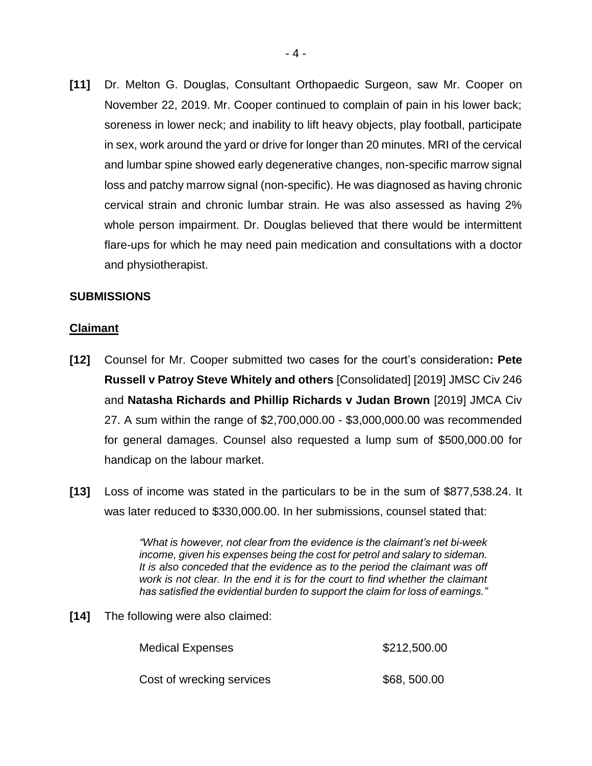**[11]** Dr. Melton G. Douglas, Consultant Orthopaedic Surgeon, saw Mr. Cooper on November 22, 2019. Mr. Cooper continued to complain of pain in his lower back; soreness in lower neck; and inability to lift heavy objects, play football, participate in sex, work around the yard or drive for longer than 20 minutes. MRI of the cervical and lumbar spine showed early degenerative changes, non-specific marrow signal loss and patchy marrow signal (non-specific). He was diagnosed as having chronic cervical strain and chronic lumbar strain. He was also assessed as having 2% whole person impairment. Dr. Douglas believed that there would be intermittent flare-ups for which he may need pain medication and consultations with a doctor and physiotherapist.

## SUBMISSIONS

### Claimant

**[12]** Counsel for Mr. Cooper submitted two cases for the court's consideration**: Pete Russell v Patroy Steve Whitely and others** [Consolidated] [2019] JMSC Civ 246 and **Natasha Richards and Phillip Richards v Judan Brown** [2019] JMCA Civ 27. A sum within the range of $2,700,000.00 - $3,000,000.00 was recommended for general damages. Counsel also requested a lump sum of $500,000.00 for handicap on the labour market.

**[13]** Loss of income was stated in the particulars to be in the sum of $877,538.24. It was later reduced to $330,000.00. In her submissions, counsel stated that:

> *"What is however, not clear from the evidence is the claimant's net bi-week income, given his expenses being the cost for petrol and salary to sideman. It is also conceded that the evidence as to the period the claimant was off work is not clear. In the end it is for the court to find whether the claimant has satisfied the evidential burden to support the claim for loss of earnings."*

**[14]** The following were also claimed:

| | |
|---|---|
| Medical Expenses | $212,500.00 |
| Cost of wrecking services | $68, 500.00 |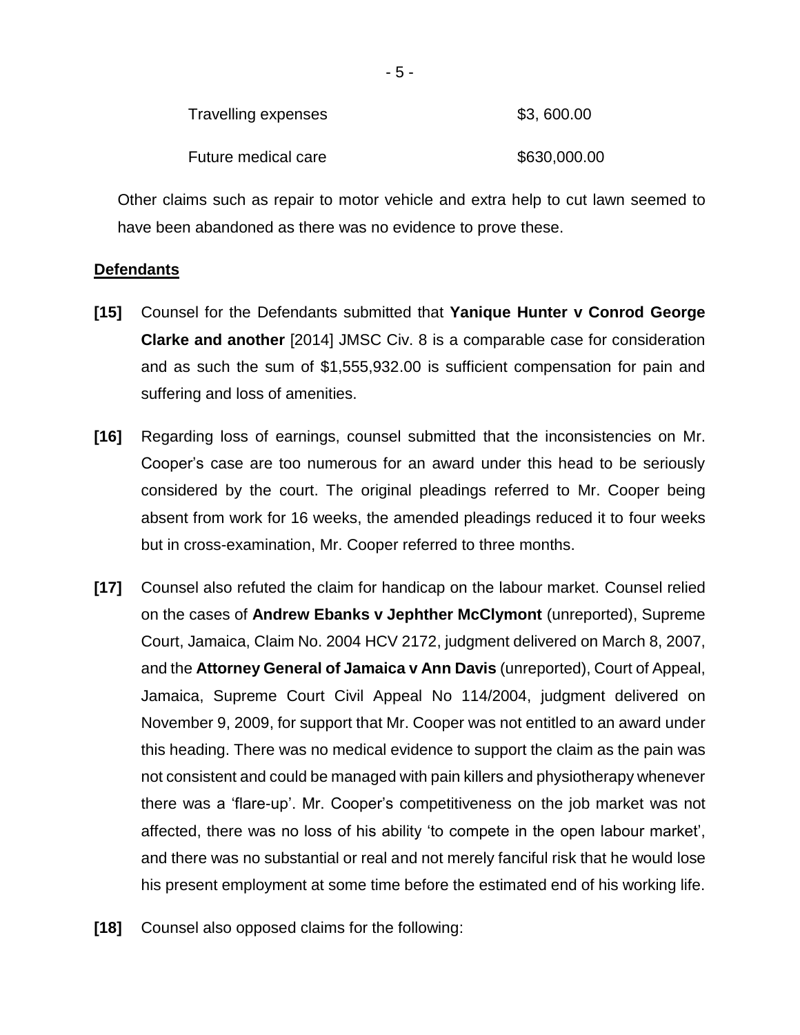| | |
|---|---|
| Travelling expenses | \$3, 600.00 |
| Future medical care | \$630,000.00 |

Other claims such as repair to motor vehicle and extra help to cut lawn seemed to have been abandoned as there was no evidence to prove these.

**Defendants**

**[15]** Counsel for the Defendants submitted that **Yanique Hunter v Conrod George Clarke and another** [2014] JMSC Civ. 8 is a comparable case for consideration and as such the sum of \$1,555,932.00 is sufficient compensation for pain and suffering and loss of amenities.

**[16]** Regarding loss of earnings, counsel submitted that the inconsistencies on Mr. Cooper's case are too numerous for an award under this head to be seriously considered by the court. The original pleadings referred to Mr. Cooper being absent from work for 16 weeks, the amended pleadings reduced it to four weeks but in cross-examination, Mr. Cooper referred to three months.

**[17]** Counsel also refuted the claim for handicap on the labour market. Counsel relied on the cases of **Andrew Ebanks v Jephther McClymont** (unreported), Supreme Court, Jamaica, Claim No. 2004 HCV 2172, judgment delivered on March 8, 2007, and the **Attorney General of Jamaica v Ann Davis** (unreported), Court of Appeal, Jamaica, Supreme Court Civil Appeal No 114/2004, judgment delivered on November 9, 2009, for support that Mr. Cooper was not entitled to an award under this heading. There was no medical evidence to support the claim as the pain was not consistent and could be managed with pain killers and physiotherapy whenever there was a 'flare-up'. Mr. Cooper's competitiveness on the job market was not affected, there was no loss of his ability 'to compete in the open labour market', and there was no substantial or real and not merely fanciful risk that he would lose his present employment at some time before the estimated end of his working life.

**[18]** Counsel also opposed claims for the following: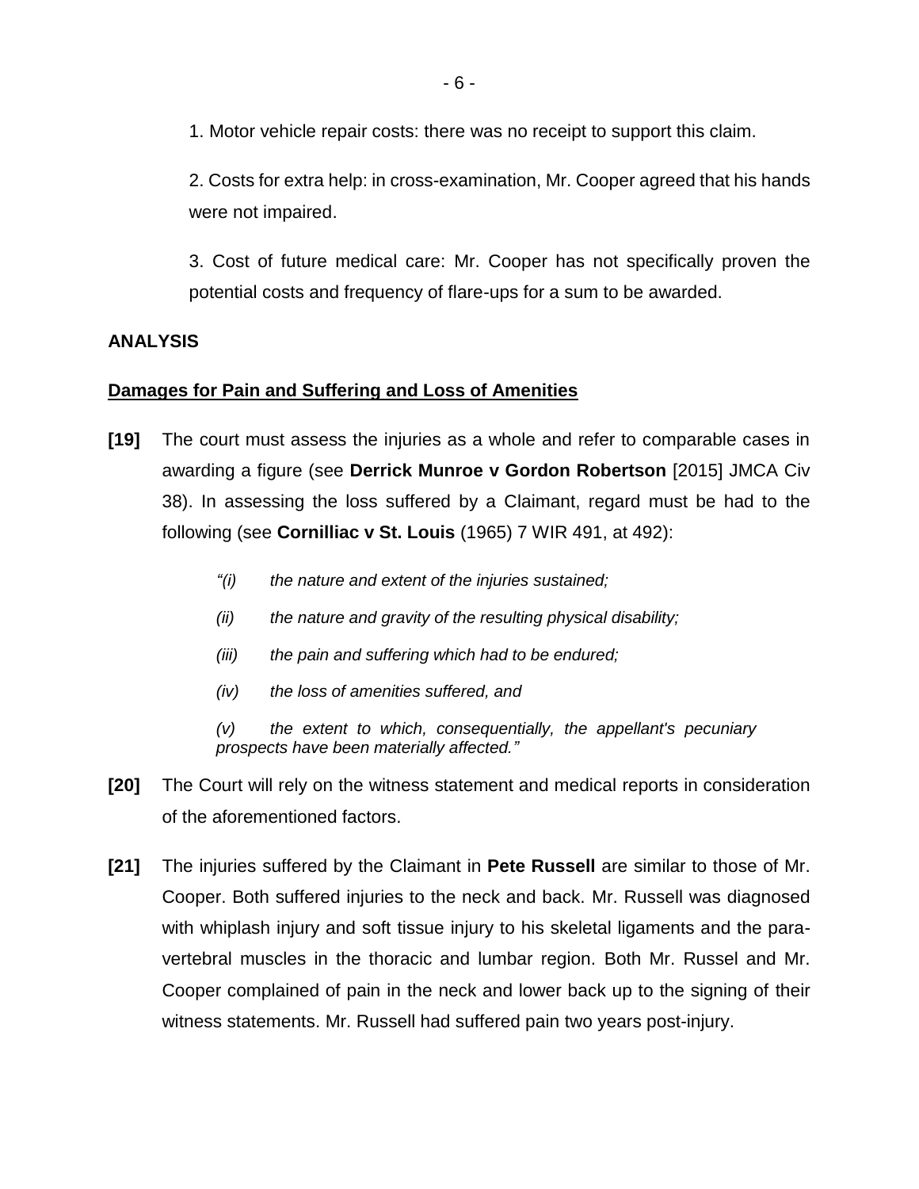1. Motor vehicle repair costs: there was no receipt to support this claim.

2. Costs for extra help: in cross-examination, Mr. Cooper agreed that his hands were not impaired.

3. Cost of future medical care: Mr. Cooper has not specifically proven the potential costs and frequency of flare-ups for a sum to be awarded.

## ANALYSIS

### Damages for Pain and Suffering and Loss of Amenities

**[19]** The court must assess the injuries as a whole and refer to comparable cases in awarding a figure (see **Derrick Munroe v Gordon Robertson** [2015] JMCA Civ 38). In assessing the loss suffered by a Claimant, regard must be had to the following (see **Cornilliac v St. Louis** (1965) 7 WIR 491, at 492):

> *"(i) the nature and extent of the injuries sustained;*
>
> *(ii) the nature and gravity of the resulting physical disability;*
>
> *(iii) the pain and suffering which had to be endured;*
>
> *(iv) the loss of amenities suffered, and*
>
> *(v) the extent to which, consequentially, the appellant's pecuniary prospects have been materially affected."*

**[20]** The Court will rely on the witness statement and medical reports in consideration of the aforementioned factors.

**[21]** The injuries suffered by the Claimant in **Pete Russell** are similar to those of Mr. Cooper. Both suffered injuries to the neck and back. Mr. Russell was diagnosed with whiplash injury and soft tissue injury to his skeletal ligaments and the para-vertebral muscles in the thoracic and lumbar region. Both Mr. Russel and Mr. Cooper complained of pain in the neck and lower back up to the signing of their witness statements. Mr. Russell had suffered pain two years post-injury.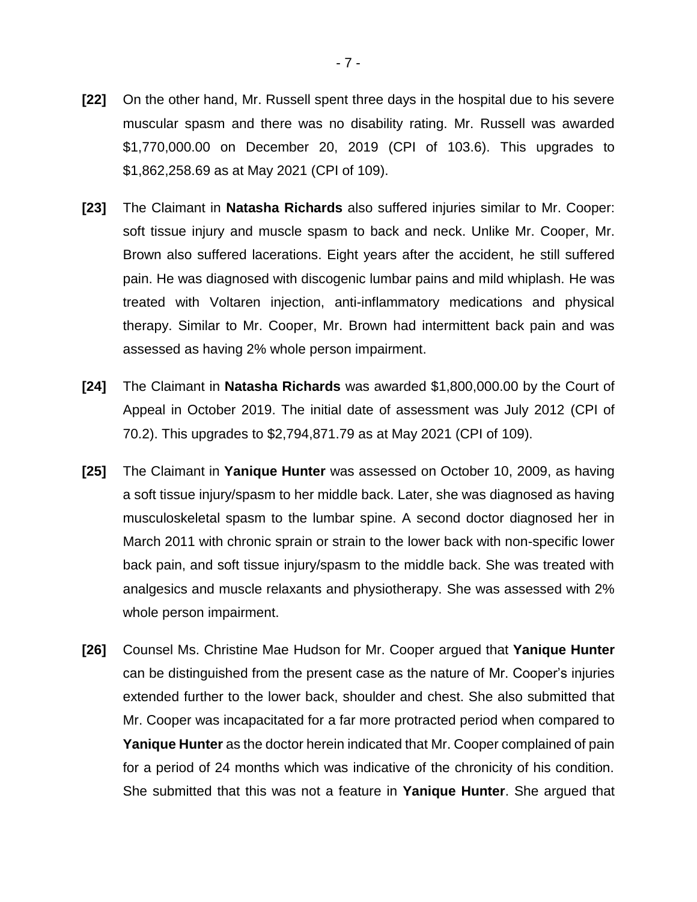**[22]** On the other hand, Mr. Russell spent three days in the hospital due to his severe muscular spasm and there was no disability rating. Mr. Russell was awarded $1,770,000.00 on December 20, 2019 (CPI of 103.6). This upgrades to $1,862,258.69 as at May 2021 (CPI of 109).

**[23]** The Claimant in **Natasha Richards** also suffered injuries similar to Mr. Cooper: soft tissue injury and muscle spasm to back and neck. Unlike Mr. Cooper, Mr. Brown also suffered lacerations. Eight years after the accident, he still suffered pain. He was diagnosed with discogenic lumbar pains and mild whiplash. He was treated with Voltaren injection, anti-inflammatory medications and physical therapy. Similar to Mr. Cooper, Mr. Brown had intermittent back pain and was assessed as having 2% whole person impairment.

**[24]** The Claimant in **Natasha Richards** was awarded $1,800,000.00 by the Court of Appeal in October 2019. The initial date of assessment was July 2012 (CPI of 70.2). This upgrades to $2,794,871.79 as at May 2021 (CPI of 109).

**[25]** The Claimant in **Yanique Hunter** was assessed on October 10, 2009, as having a soft tissue injury/spasm to her middle back. Later, she was diagnosed as having musculoskeletal spasm to the lumbar spine. A second doctor diagnosed her in March 2011 with chronic sprain or strain to the lower back with non-specific lower back pain, and soft tissue injury/spasm to the middle back. She was treated with analgesics and muscle relaxants and physiotherapy. She was assessed with 2% whole person impairment.

**[26]** Counsel Ms. Christine Mae Hudson for Mr. Cooper argued that **Yanique Hunter** can be distinguished from the present case as the nature of Mr. Cooper's injuries extended further to the lower back, shoulder and chest. She also submitted that Mr. Cooper was incapacitated for a far more protracted period when compared to **Yanique Hunter** as the doctor herein indicated that Mr. Cooper complained of pain for a period of 24 months which was indicative of the chronicity of his condition. She submitted that this was not a feature in **Yanique Hunter**. She argued that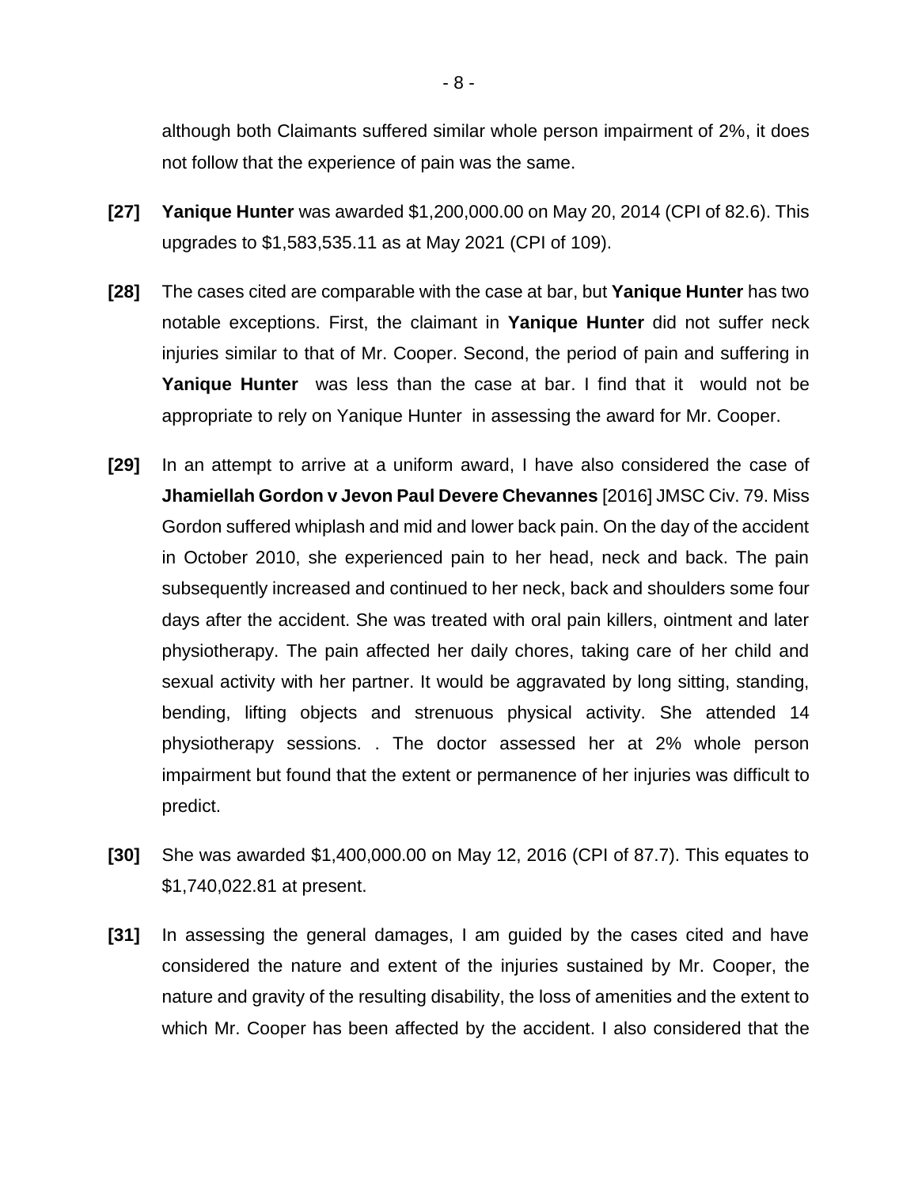although both Claimants suffered similar whole person impairment of 2%, it does not follow that the experience of pain was the same.

**[27]** **Yanique Hunter** was awarded $1,200,000.00 on May 20, 2014 (CPI of 82.6). This upgrades to $1,583,535.11 as at May 2021 (CPI of 109).

**[28]** The cases cited are comparable with the case at bar, but **Yanique Hunter** has two notable exceptions. First, the claimant in **Yanique Hunter** did not suffer neck injuries similar to that of Mr. Cooper. Second, the period of pain and suffering in **Yanique Hunter** was less than the case at bar. I find that it would not be appropriate to rely on Yanique Hunter in assessing the award for Mr. Cooper.

**[29]** In an attempt to arrive at a uniform award, I have also considered the case of **Jhamiellah Gordon v Jevon Paul Devere Chevannes** [2016] JMSC Civ. 79. Miss Gordon suffered whiplash and mid and lower back pain. On the day of the accident in October 2010, she experienced pain to her head, neck and back. The pain subsequently increased and continued to her neck, back and shoulders some four days after the accident. She was treated with oral pain killers, ointment and later physiotherapy. The pain affected her daily chores, taking care of her child and sexual activity with her partner. It would be aggravated by long sitting, standing, bending, lifting objects and strenuous physical activity. She attended 14 physiotherapy sessions. . The doctor assessed her at 2% whole person impairment but found that the extent or permanence of her injuries was difficult to predict.

**[30]** She was awarded $1,400,000.00 on May 12, 2016 (CPI of 87.7). This equates to $1,740,022.81 at present.

**[31]** In assessing the general damages, I am guided by the cases cited and have considered the nature and extent of the injuries sustained by Mr. Cooper, the nature and gravity of the resulting disability, the loss of amenities and the extent to which Mr. Cooper has been affected by the accident. I also considered that the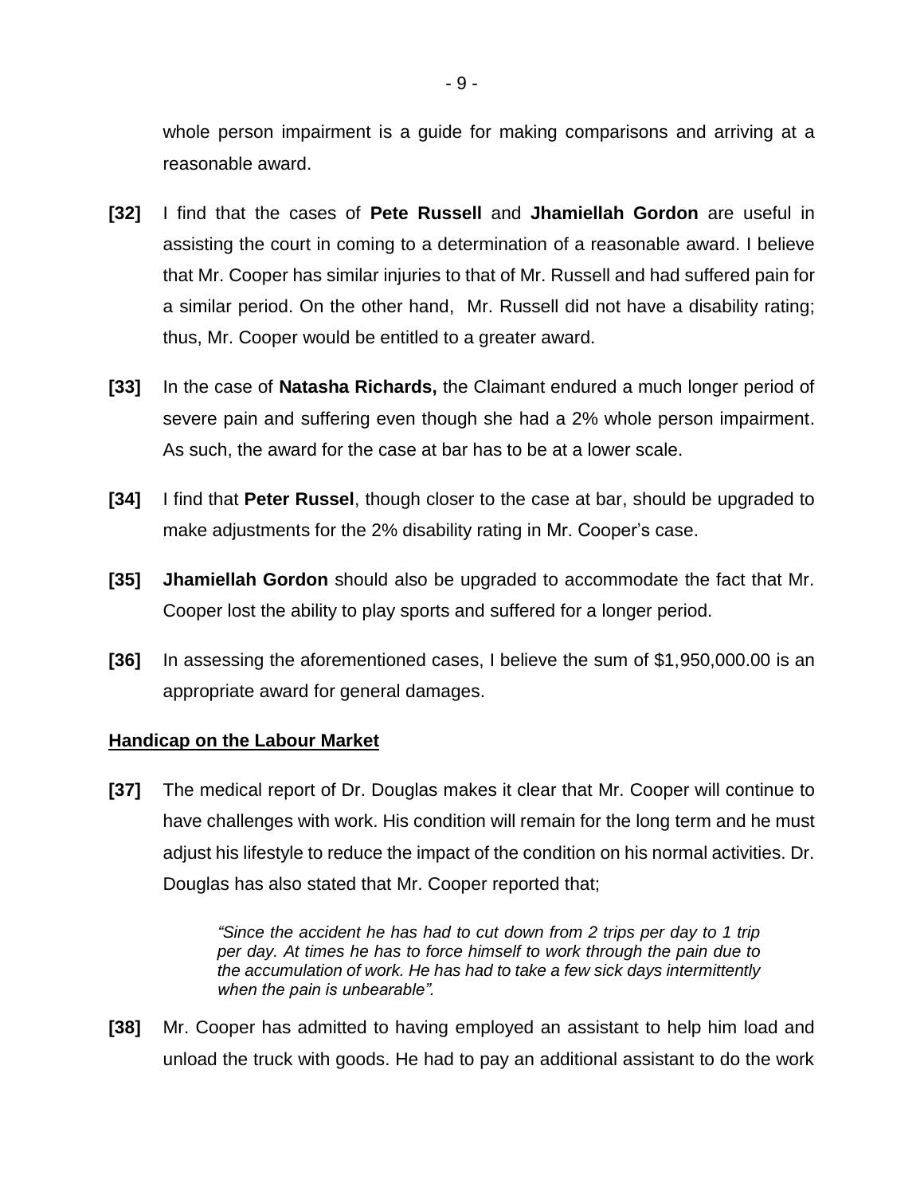whole person impairment is a guide for making comparisons and arriving at a reasonable award.

**[32]** I find that the cases of **Pete Russell** and **Jhamiellah Gordon** are useful in assisting the court in coming to a determination of a reasonable award. I believe that Mr. Cooper has similar injuries to that of Mr. Russell and had suffered pain for a similar period. On the other hand, Mr. Russell did not have a disability rating; thus, Mr. Cooper would be entitled to a greater award.

**[33]** In the case of **Natasha Richards,** the Claimant endured a much longer period of severe pain and suffering even though she had a 2% whole person impairment. As such, the award for the case at bar has to be at a lower scale.

**[34]** I find that **Peter Russel**, though closer to the case at bar, should be upgraded to make adjustments for the 2% disability rating in Mr. Cooper's case.

**[35]** **Jhamiellah Gordon** should also be upgraded to accommodate the fact that Mr. Cooper lost the ability to play sports and suffered for a longer period.

**[36]** In assessing the aforementioned cases, I believe the sum of $1,950,000.00 is an appropriate award for general damages.

**Handicap on the Labour Market**

**[37]** The medical report of Dr. Douglas makes it clear that Mr. Cooper will continue to have challenges with work. His condition will remain for the long term and he must adjust his lifestyle to reduce the impact of the condition on his normal activities. Dr. Douglas has also stated that Mr. Cooper reported that;

> *"Since the accident he has had to cut down from 2 trips per day to 1 trip per day. At times he has to force himself to work through the pain due to the accumulation of work. He has had to take a few sick days intermittently when the pain is unbearable".*

**[38]** Mr. Cooper has admitted to having employed an assistant to help him load and unload the truck with goods. He had to pay an additional assistant to do the work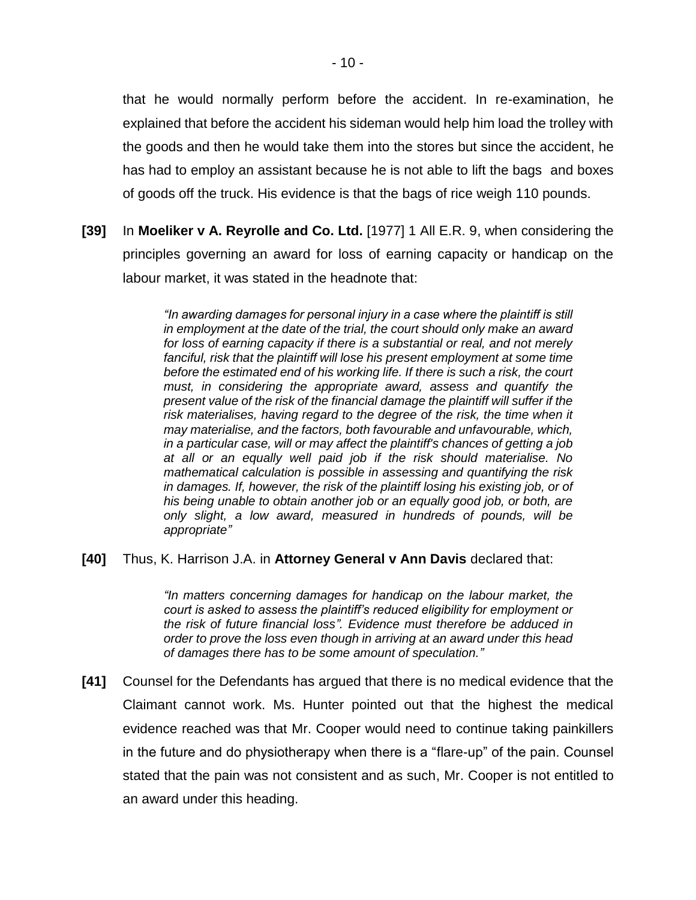that he would normally perform before the accident. In re-examination, he explained that before the accident his sideman would help him load the trolley with the goods and then he would take them into the stores but since the accident, he has had to employ an assistant because he is not able to lift the bags and boxes of goods off the truck. His evidence is that the bags of rice weigh 110 pounds.

**[39]** In **Moeliker v A. Reyrolle and Co. Ltd.** [1977] 1 All E.R. 9, when considering the principles governing an award for loss of earning capacity or handicap on the labour market, it was stated in the headnote that:

> *"In awarding damages for personal injury in a case where the plaintiff is still in employment at the date of the trial, the court should only make an award for loss of earning capacity if there is a substantial or real, and not merely fanciful, risk that the plaintiff will lose his present employment at some time before the estimated end of his working life. If there is such a risk, the court must, in considering the appropriate award, assess and quantify the present value of the risk of the financial damage the plaintiff will suffer if the risk materialises, having regard to the degree of the risk, the time when it may materialise, and the factors, both favourable and unfavourable, which, in a particular case, will or may affect the plaintiff's chances of getting a job at all or an equally well paid job if the risk should materialise. No mathematical calculation is possible in assessing and quantifying the risk in damages. If, however, the risk of the plaintiff losing his existing job, or of his being unable to obtain another job or an equally good job, or both, are only slight, a low award, measured in hundreds of pounds, will be appropriate"*

**[40]** Thus, K. Harrison J.A. in **Attorney General v Ann Davis** declared that:

> *"In matters concerning damages for handicap on the labour market, the court is asked to assess the plaintiff's reduced eligibility for employment or the risk of future financial loss". Evidence must therefore be adduced in order to prove the loss even though in arriving at an award under this head of damages there has to be some amount of speculation."*

**[41]** Counsel for the Defendants has argued that there is no medical evidence that the Claimant cannot work. Ms. Hunter pointed out that the highest the medical evidence reached was that Mr. Cooper would need to continue taking painkillers in the future and do physiotherapy when there is a "flare-up" of the pain. Counsel stated that the pain was not consistent and as such, Mr. Cooper is not entitled to an award under this heading.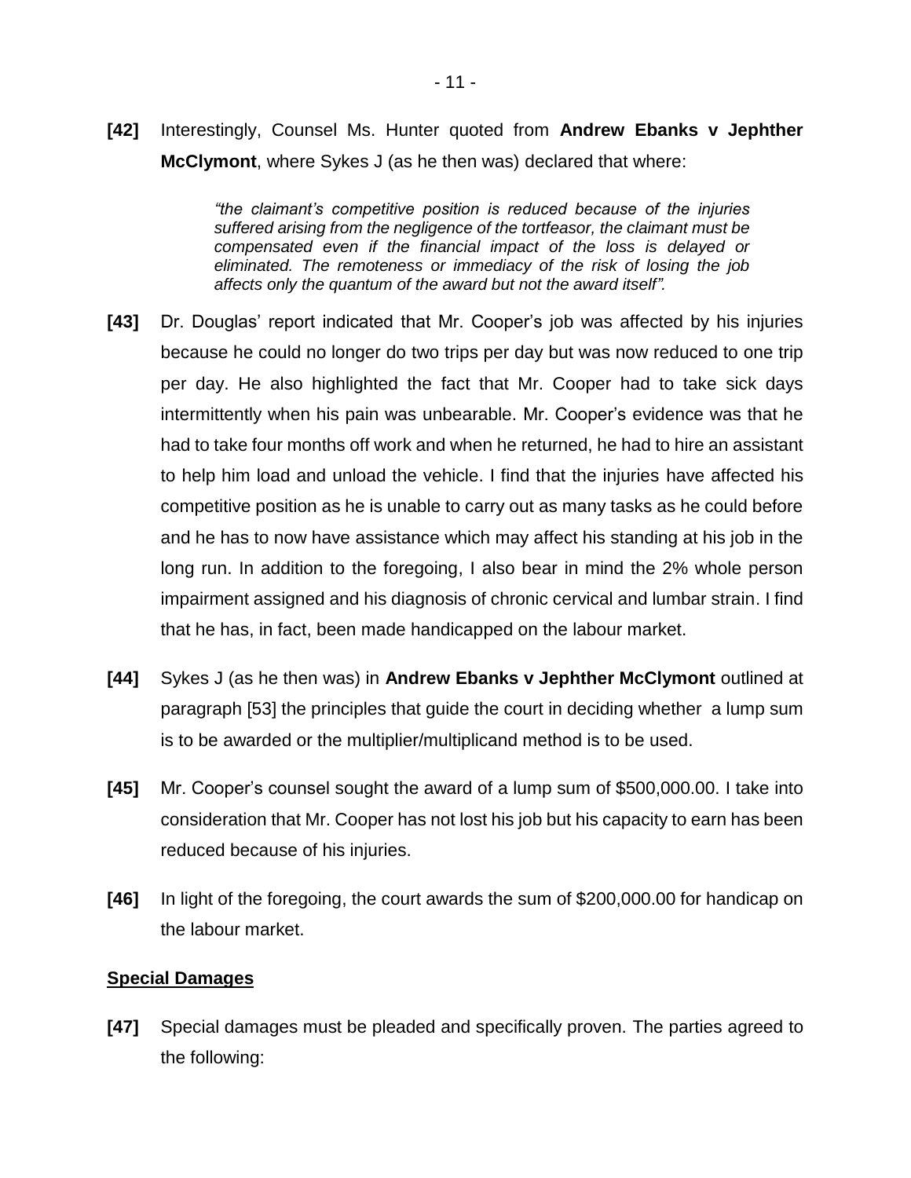**[42]** Interestingly, Counsel Ms. Hunter quoted from **Andrew Ebanks v Jephther McClymont**, where Sykes J (as he then was) declared that where:

> *"the claimant's competitive position is reduced because of the injuries suffered arising from the negligence of the tortfeasor, the claimant must be compensated even if the financial impact of the loss is delayed or eliminated. The remoteness or immediacy of the risk of losing the job affects only the quantum of the award but not the award itself".*

**[43]** Dr. Douglas' report indicated that Mr. Cooper's job was affected by his injuries because he could no longer do two trips per day but was now reduced to one trip per day. He also highlighted the fact that Mr. Cooper had to take sick days intermittently when his pain was unbearable. Mr. Cooper's evidence was that he had to take four months off work and when he returned, he had to hire an assistant to help him load and unload the vehicle. I find that the injuries have affected his competitive position as he is unable to carry out as many tasks as he could before and he has to now have assistance which may affect his standing at his job in the long run. In addition to the foregoing, I also bear in mind the 2% whole person impairment assigned and his diagnosis of chronic cervical and lumbar strain. I find that he has, in fact, been made handicapped on the labour market.

**[44]** Sykes J (as he then was) in **Andrew Ebanks v Jephther McClymont** outlined at paragraph [53] the principles that guide the court in deciding whether a lump sum is to be awarded or the multiplier/multiplicand method is to be used.

**[45]** Mr. Cooper's counsel sought the award of a lump sum of $500,000.00. I take into consideration that Mr. Cooper has not lost his job but his capacity to earn has been reduced because of his injuries.

**[46]** In light of the foregoing, the court awards the sum of $200,000.00 for handicap on the labour market.

## Special Damages

**[47]** Special damages must be pleaded and specifically proven. The parties agreed to the following: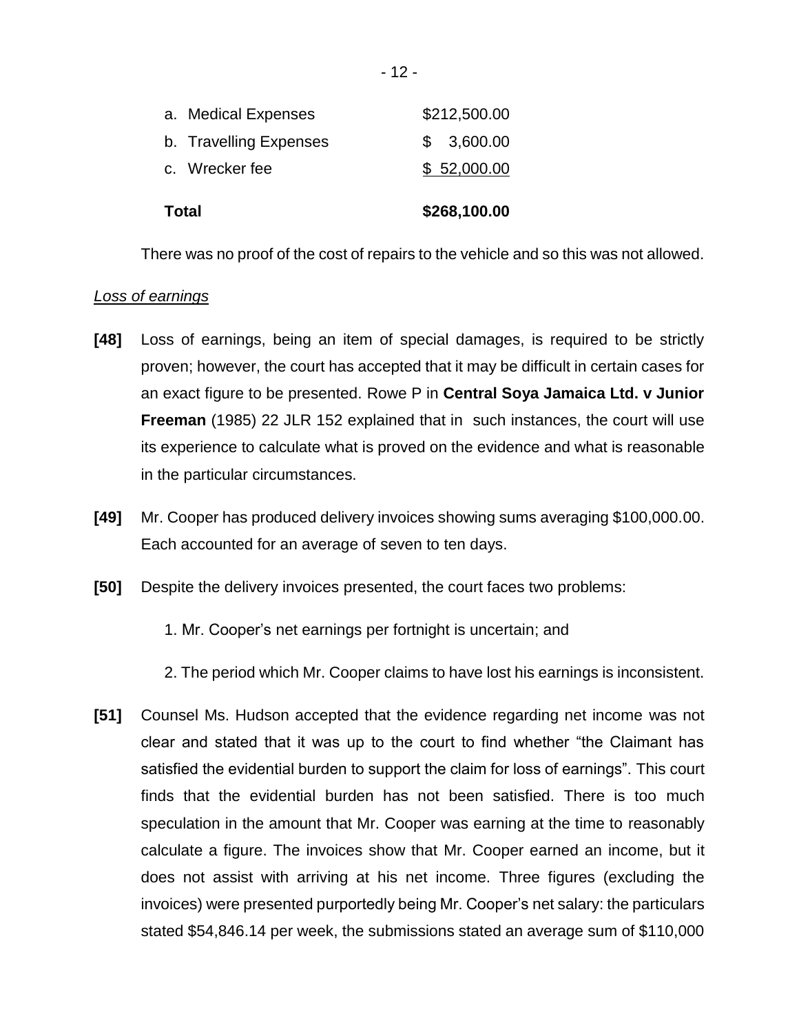| | |
|---|---|
| a. Medical Expenses | \$212,500.00 |
| b. Travelling Expenses | \$ 3,600.00 |
| c. Wrecker fee | \$ 52,000.00 |
| **Total** | **\$268,100.00** |

There was no proof of the cost of repairs to the vehicle and so this was not allowed.

*Loss of earnings*

**[48]** Loss of earnings, being an item of special damages, is required to be strictly proven; however, the court has accepted that it may be difficult in certain cases for an exact figure to be presented. Rowe P in **Central Soya Jamaica Ltd. v Junior Freeman** (1985) 22 JLR 152 explained that in such instances, the court will use its experience to calculate what is proved on the evidence and what is reasonable in the particular circumstances.

**[49]** Mr. Cooper has produced delivery invoices showing sums averaging \$100,000.00. Each accounted for an average of seven to ten days.

**[50]** Despite the delivery invoices presented, the court faces two problems:

1. Mr. Cooper's net earnings per fortnight is uncertain; and
2. The period which Mr. Cooper claims to have lost his earnings is inconsistent.

**[51]** Counsel Ms. Hudson accepted that the evidence regarding net income was not clear and stated that it was up to the court to find whether "the Claimant has satisfied the evidential burden to support the claim for loss of earnings". This court finds that the evidential burden has not been satisfied. There is too much speculation in the amount that Mr. Cooper was earning at the time to reasonably calculate a figure. The invoices show that Mr. Cooper earned an income, but it does not assist with arriving at his net income. Three figures (excluding the invoices) were presented purportedly being Mr. Cooper's net salary: the particulars stated \$54,846.14 per week, the submissions stated an average sum of \$110,000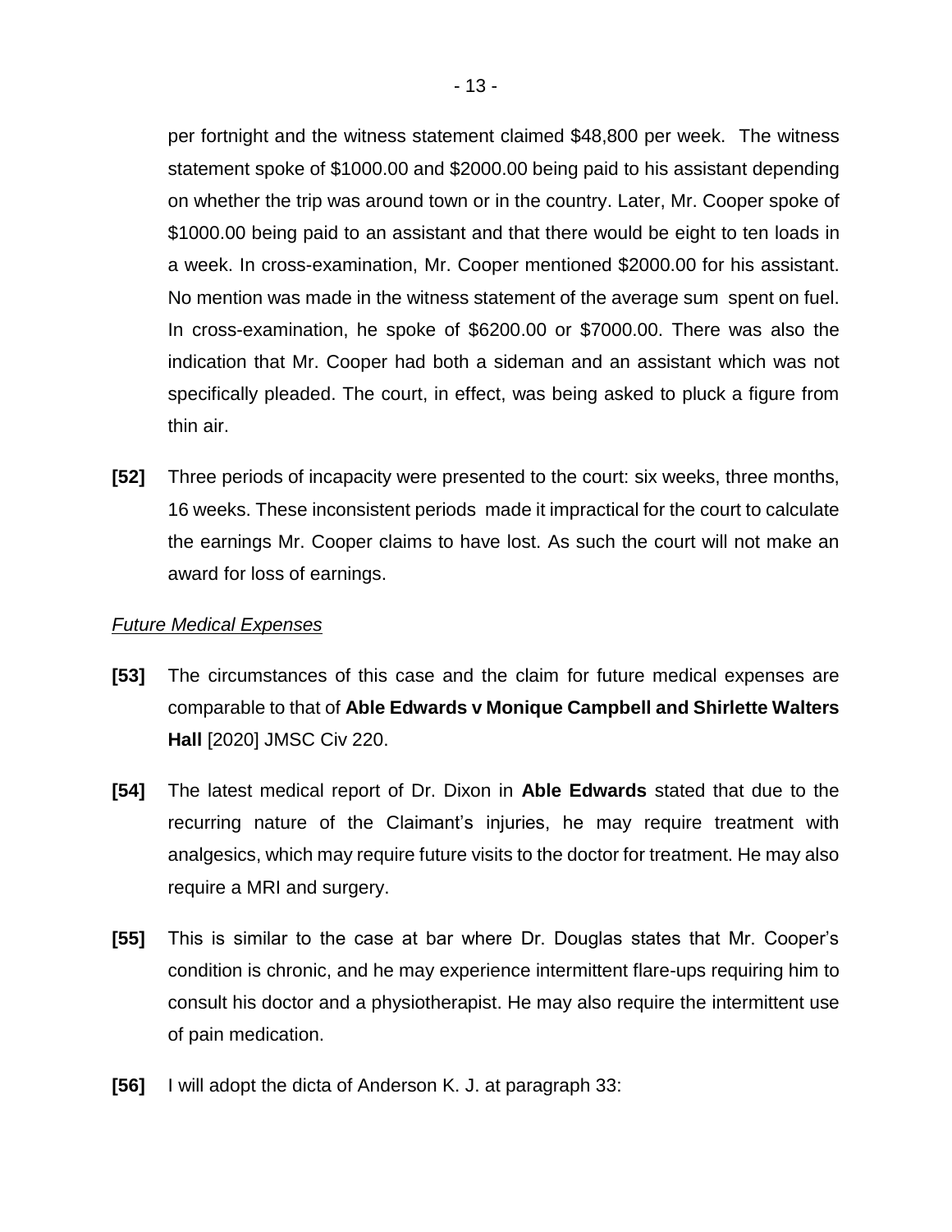per fortnight and the witness statement claimed $48,800 per week. The witness statement spoke of $1000.00 and $2000.00 being paid to his assistant depending on whether the trip was around town or in the country. Later, Mr. Cooper spoke of $1000.00 being paid to an assistant and that there would be eight to ten loads in a week. In cross-examination, Mr. Cooper mentioned $2000.00 for his assistant. No mention was made in the witness statement of the average sum spent on fuel. In cross-examination, he spoke of $6200.00 or $7000.00. There was also the indication that Mr. Cooper had both a sideman and an assistant which was not specifically pleaded. The court, in effect, was being asked to pluck a figure from thin air.

**[52]** Three periods of incapacity were presented to the court: six weeks, three months, 16 weeks. These inconsistent periods made it impractical for the court to calculate the earnings Mr. Cooper claims to have lost. As such the court will not make an award for loss of earnings.

*Future Medical Expenses*

**[53]** The circumstances of this case and the claim for future medical expenses are comparable to that of **Able Edwards v Monique Campbell and Shirlette Walters Hall** [2020] JMSC Civ 220.

**[54]** The latest medical report of Dr. Dixon in **Able Edwards** stated that due to the recurring nature of the Claimant's injuries, he may require treatment with analgesics, which may require future visits to the doctor for treatment. He may also require a MRI and surgery.

**[55]** This is similar to the case at bar where Dr. Douglas states that Mr. Cooper's condition is chronic, and he may experience intermittent flare-ups requiring him to consult his doctor and a physiotherapist. He may also require the intermittent use of pain medication.

**[56]** I will adopt the dicta of Anderson K. J. at paragraph 33: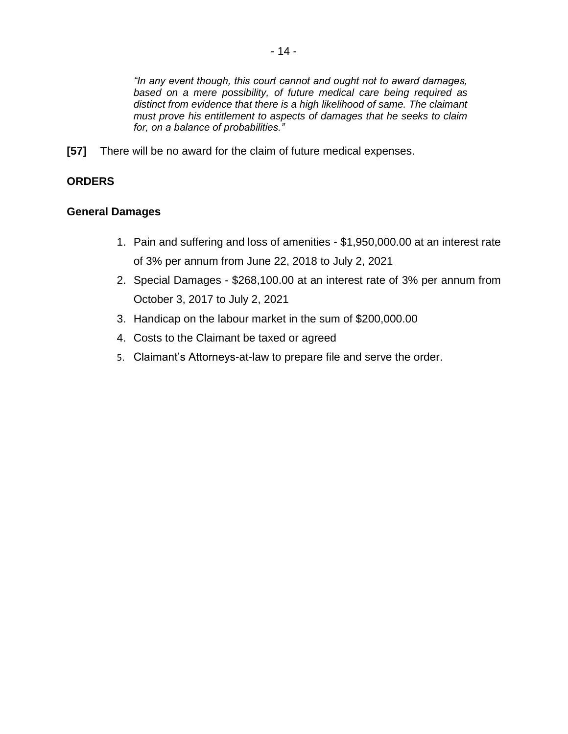> *"In any event though, this court cannot and ought not to award damages, based on a mere possibility, of future medical care being required as distinct from evidence that there is a high likelihood of same. The claimant must prove his entitlement to aspects of damages that he seeks to claim for, on a balance of probabilities."*

**[57]** There will be no award for the claim of future medical expenses.

**ORDERS**

**General Damages**

1. Pain and suffering and loss of amenities - $1,950,000.00 at an interest rate of 3% per annum from June 22, 2018 to July 2, 2021
2. Special Damages - $268,100.00 at an interest rate of 3% per annum from October 3, 2017 to July 2, 2021
3. Handicap on the labour market in the sum of $200,000.00
4. Costs to the Claimant be taxed or agreed
5. Claimant's Attorneys-at-law to prepare file and serve the order.